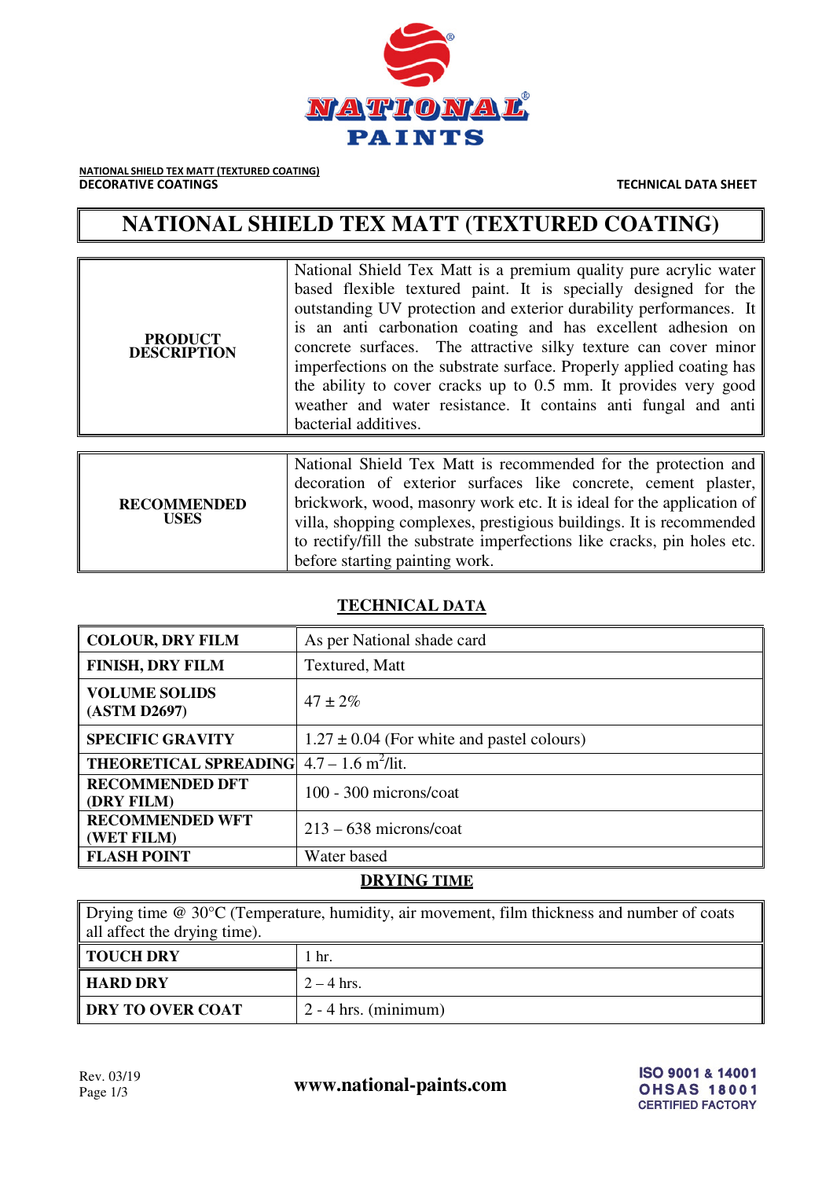NATIONAL PAINTS

NATIONAL SHIELD TEX MATT (TEXTURED COATING)
**DECORATIVE COATINGS**

**TECHNICAL DATA SHEET**

# NATIONAL SHIELD TEX MATT (TEXTURED COATING)

| | |
|---|---|
| **PRODUCT DESCRIPTION** | National Shield Tex Matt is a premium quality pure acrylic water based flexible textured paint. It is specially designed for the outstanding UV protection and exterior durability performances. It is an anti carbonation coating and has excellent adhesion on concrete surfaces. The attractive silky texture can cover minor imperfections on the substrate surface. Properly applied coating has the ability to cover cracks up to 0.5 mm. It provides very good weather and water resistance. It contains anti fungal and anti bacterial additives. |

| | |
|---|---|
| **RECOMMENDED USES** | National Shield Tex Matt is recommended for the protection and decoration of exterior surfaces like concrete, cement plaster, brickwork, wood, masonry work etc. It is ideal for the application of villa, shopping complexes, prestigious buildings. It is recommended to rectify/fill the substrate imperfections like cracks, pin holes etc. before starting painting work. |

## TECHNICAL DATA

| | |
|---|---|
| **COLOUR, DRY FILM** | As per National shade card |
| **FINISH, DRY FILM** | Textured, Matt |
| **VOLUME SOLIDS (ASTM D2697)** | 47 ± 2% |
| **SPECIFIC GRAVITY** | 1.27 ± 0.04 (For white and pastel colours) |
| **THEORETICAL SPREADING** | 4.7 – 1.6 $m^2$/lit. |
| **RECOMMENDED DFT (DRY FILM)** | 100 - 300 microns/coat |
| **RECOMMENDED WFT (WET FILM)** | 213 – 638 microns/coat |
| **FLASH POINT** | Water based |

## DRYING TIME

Drying time @ 30°C (Temperature, humidity, air movement, film thickness and number of coats all affect the drying time).

| | |
|---|---|
| **TOUCH DRY** | 1 hr. |
| **HARD DRY** | 2 – 4 hrs. |
| **DRY TO OVER COAT** | 2 - 4 hrs. (minimum) |

Rev. 03/19

www.national-paints.com

ISO 9001 & 14001
OHSAS 18001
CERTIFIED FACTORY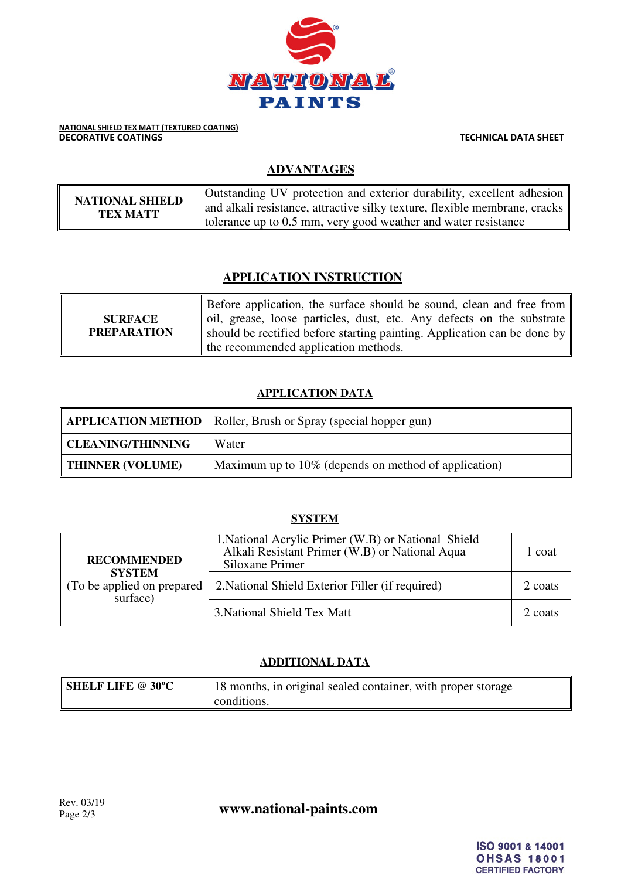**NATIONAL SHIELD TEX MATT (TEXTURED COATING)**
**DECORATIVE COATINGS**

**TECHNICAL DATA SHEET**

## ADVANTAGES

| | |
|---|---|
| **NATIONAL SHIELD TEX MATT** | Outstanding UV protection and exterior durability, excellent adhesion and alkali resistance, attractive silky texture, flexible membrane, cracks tolerance up to 0.5 mm, very good weather and water resistance |

## APPLICATION INSTRUCTION

| | |
|---|---|
| **SURFACE PREPARATION** | Before application, the surface should be sound, clean and free from oil, grease, loose particles, dust, etc. Any defects on the substrate should be rectified before starting painting. Application can be done by the recommended application methods. |

## APPLICATION DATA

| | |
|---|---|
| **APPLICATION METHOD** | Roller, Brush or Spray (special hopper gun) |
| **CLEANING/THINNING** | Water |
| **THINNER (VOLUME)** | Maximum up to 10% (depends on method of application) |

## SYSTEM

| | | |
|---|---|---|
| **RECOMMENDED SYSTEM** (To be applied on prepared surface) | 1.National Acrylic Primer (W.B) or National Shield Alkali Resistant Primer (W.B) or National Aqua Siloxane Primer | 1 coat |
| | 2.National Shield Exterior Filler (if required) | 2 coats |
| | 3.National Shield Tex Matt | 2 coats |

## ADDITIONAL DATA

| | |
|---|---|
| **SHELF LIFE @ 30ºC** | 18 months, in original sealed container, with proper storage conditions. |

Rev. 03/19

**www.national-paints.com**

ISO 9001 & 14001
OHSAS 18001
CERTIFIED FACTORY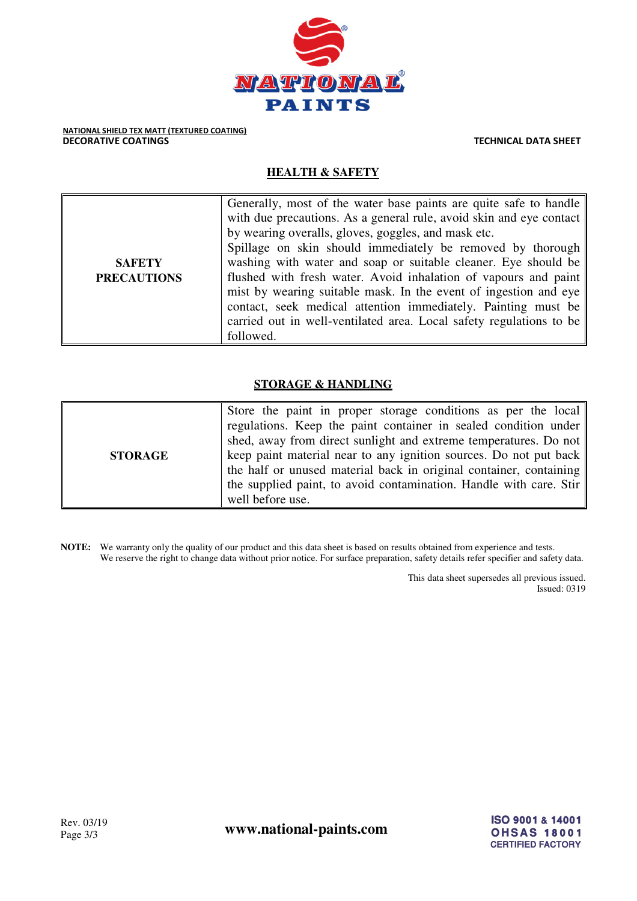NATIONAL SHIELD TEX MATT (TEXTURED COATING)
DECORATIVE COATINGS

TECHNICAL DATA SHEET

## HEALTH & SAFETY

| | |
|---|---|
| **SAFETY PRECAUTIONS** | Generally, most of the water base paints are quite safe to handle with due precautions. As a general rule, avoid skin and eye contact by wearing overalls, gloves, goggles, and mask etc. Spillage on skin should immediately be removed by thorough washing with water and soap or suitable cleaner. Eye should be flushed with fresh water. Avoid inhalation of vapours and paint mist by wearing suitable mask. In the event of ingestion and eye contact, seek medical attention immediately. Painting must be carried out in well-ventilated area. Local safety regulations to be followed. |

## STORAGE & HANDLING

| | |
|---|---|
| **STORAGE** | Store the paint in proper storage conditions as per the local regulations. Keep the paint container in sealed condition under shed, away from direct sunlight and extreme temperatures. Do not keep paint material near to any ignition sources. Do not put back the half or unused material back in original container, containing the supplied paint, to avoid contamination. Handle with care. Stir well before use. |

**NOTE:** We warranty only the quality of our product and this data sheet is based on results obtained from experience and tests. We reserve the right to change data without prior notice. For surface preparation, safety details refer specifier and safety data.

This data sheet supersedes all previous issued.
Issued: 0319

Rev. 03/19

www.national-paints.com

ISO 9001 & 14001
OHSAS 18001
CERTIFIED FACTORY